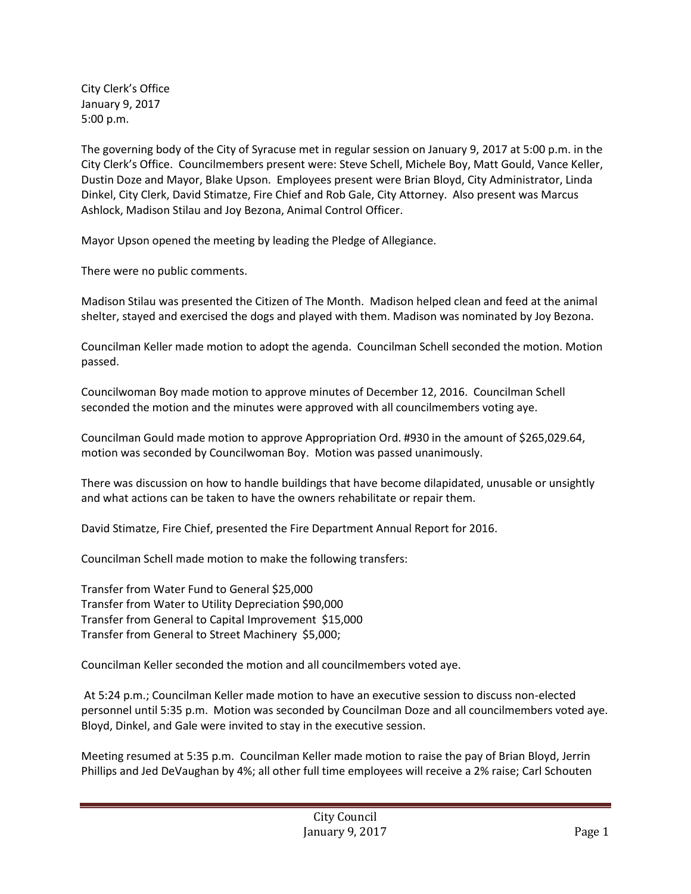City Clerk's Office
January 9, 2017
5:00 p.m.

The governing body of the City of Syracuse met in regular session on January 9, 2017 at 5:00 p.m. in the City Clerk's Office. Councilmembers present were: Steve Schell, Michele Boy, Matt Gould, Vance Keller, Dustin Doze and Mayor, Blake Upson. Employees present were Brian Bloyd, City Administrator, Linda Dinkel, City Clerk, David Stimatze, Fire Chief and Rob Gale, City Attorney. Also present was Marcus Ashlock, Madison Stilau and Joy Bezona, Animal Control Officer.

Mayor Upson opened the meeting by leading the Pledge of Allegiance.

There were no public comments.

Madison Stilau was presented the Citizen of The Month. Madison helped clean and feed at the animal shelter, stayed and exercised the dogs and played with them. Madison was nominated by Joy Bezona.

Councilman Keller made motion to adopt the agenda. Councilman Schell seconded the motion. Motion passed.

Councilwoman Boy made motion to approve minutes of December 12, 2016. Councilman Schell seconded the motion and the minutes were approved with all councilmembers voting aye.

Councilman Gould made motion to approve Appropriation Ord. #930 in the amount of $265,029.64, motion was seconded by Councilwoman Boy. Motion was passed unanimously.

There was discussion on how to handle buildings that have become dilapidated, unusable or unsightly and what actions can be taken to have the owners rehabilitate or repair them.

David Stimatze, Fire Chief, presented the Fire Department Annual Report for 2016.

Councilman Schell made motion to make the following transfers:

Transfer from Water Fund to General $25,000
Transfer from Water to Utility Depreciation $90,000
Transfer from General to Capital Improvement $15,000
Transfer from General to Street Machinery $5,000;

Councilman Keller seconded the motion and all councilmembers voted aye.

At 5:24 p.m.; Councilman Keller made motion to have an executive session to discuss non-elected personnel until 5:35 p.m. Motion was seconded by Councilman Doze and all councilmembers voted aye. Bloyd, Dinkel, and Gale were invited to stay in the executive session.

Meeting resumed at 5:35 p.m. Councilman Keller made motion to raise the pay of Brian Bloyd, Jerrin Phillips and Jed DeVaughan by 4%; all other full time employees will receive a 2% raise; Carl Schouten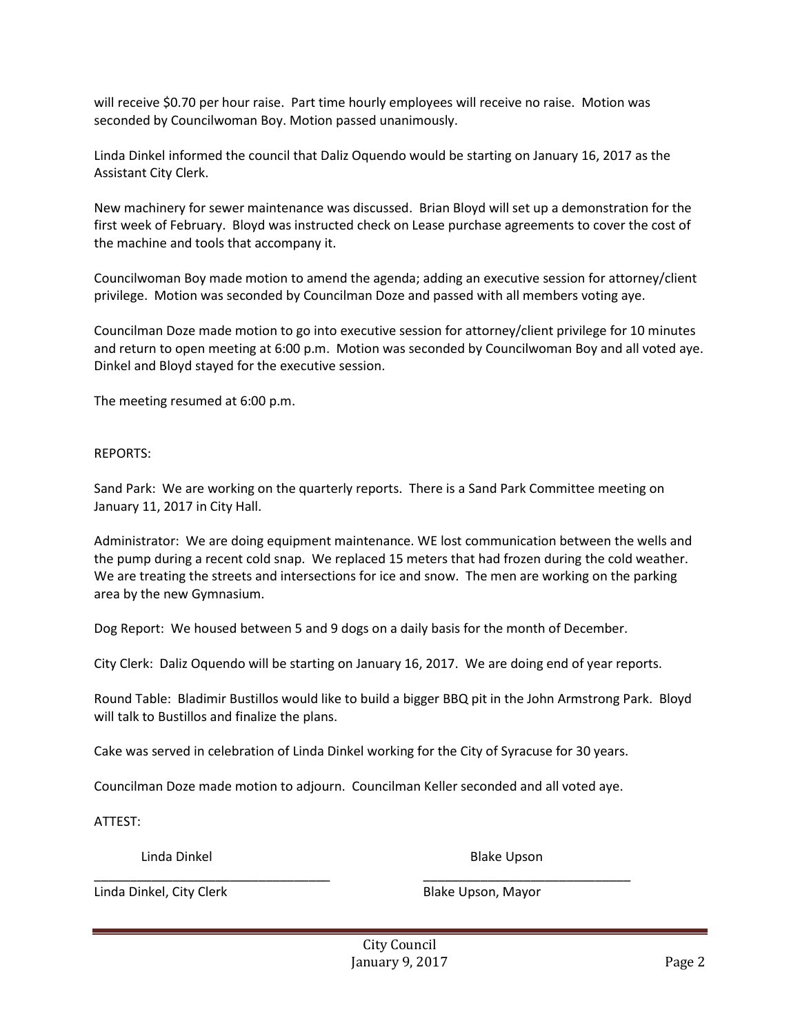will receive $0.70 per hour raise. Part time hourly employees will receive no raise. Motion was seconded by Councilwoman Boy. Motion passed unanimously.

Linda Dinkel informed the council that Daliz Oquendo would be starting on January 16, 2017 as the Assistant City Clerk.

New machinery for sewer maintenance was discussed. Brian Bloyd will set up a demonstration for the first week of February. Bloyd was instructed check on Lease purchase agreements to cover the cost of the machine and tools that accompany it.

Councilwoman Boy made motion to amend the agenda; adding an executive session for attorney/client privilege. Motion was seconded by Councilman Doze and passed with all members voting aye.

Councilman Doze made motion to go into executive session for attorney/client privilege for 10 minutes and return to open meeting at 6:00 p.m. Motion was seconded by Councilwoman Boy and all voted aye. Dinkel and Bloyd stayed for the executive session.

The meeting resumed at 6:00 p.m.

REPORTS:

Sand Park: We are working on the quarterly reports. There is a Sand Park Committee meeting on January 11, 2017 in City Hall.

Administrator: We are doing equipment maintenance. WE lost communication between the wells and the pump during a recent cold snap. We replaced 15 meters that had frozen during the cold weather. We are treating the streets and intersections for ice and snow. The men are working on the parking area by the new Gymnasium.

Dog Report: We housed between 5 and 9 dogs on a daily basis for the month of December.

City Clerk: Daliz Oquendo will be starting on January 16, 2017. We are doing end of year reports.

Round Table: Bladimir Bustillos would like to build a bigger BBQ pit in the John Armstrong Park. Bloyd will talk to Bustillos and finalize the plans.

Cake was served in celebration of Linda Dinkel working for the City of Syracuse for 30 years.

Councilman Doze made motion to adjourn. Councilman Keller seconded and all voted aye.

ATTEST:

Linda Dinkel

\_\_\_\_\_\_\_\_\_\_\_\_\_\_\_\_\_\_\_\_\_\_\_\_\_\_\_\_\_\_\_\_\_\_

Linda Dinkel, City Clerk

Blake Upson

\_\_\_\_\_\_\_\_\_\_\_\_\_\_\_\_\_\_\_\_\_\_\_\_\_\_\_\_\_\_

Blake Upson, Mayor